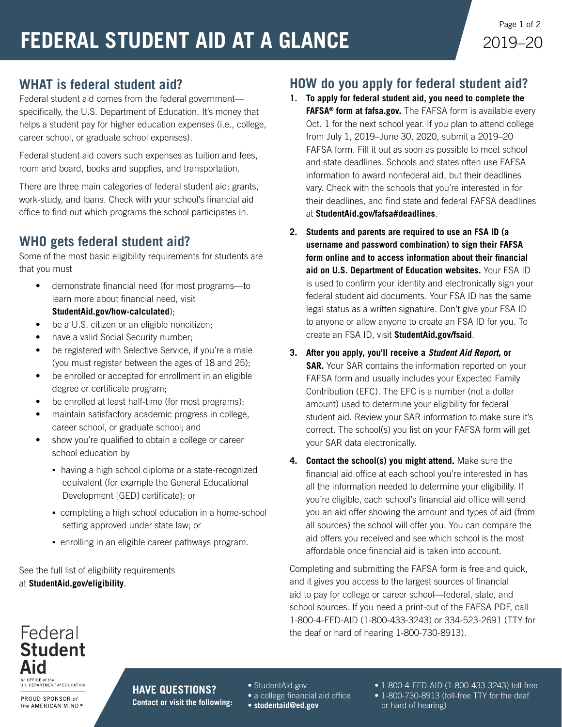# FEDERAL STUDENT AID AT A GLANCE

2019–20

## WHAT is federal student aid?

Federal student aid comes from the federal government—specifically, the U.S. Department of Education. It's money that helps a student pay for higher education expenses (i.e., college, career school, or graduate school expenses).

Federal student aid covers such expenses as tuition and fees, room and board, books and supplies, and transportation.

There are three main categories of federal student aid: grants, work-study, and loans. Check with your school's financial aid office to find out which programs the school participates in.

## WHO gets federal student aid?

Some of the most basic eligibility requirements for students are that you must

- demonstrate financial need (for most programs—to learn more about financial need, visit **StudentAid.gov/how-calculated**);
- be a U.S. citizen or an eligible noncitizen;
- have a valid Social Security number;
- be registered with Selective Service, if you're a male (you must register between the ages of 18 and 25);
- be enrolled or accepted for enrollment in an eligible degree or certificate program;
- be enrolled at least half-time (for most programs);
- maintain satisfactory academic progress in college, career school, or graduate school; and
- show you're qualified to obtain a college or career school education by
  - having a high school diploma or a state-recognized equivalent (for example the General Educational Development [GED] certificate); or
  - completing a high school education in a home-school setting approved under state law; or
  - enrolling in an eligible career pathways program.

See the full list of eligibility requirements at **StudentAid.gov/eligibility**.

## HOW do you apply for federal student aid?

1. **To apply for federal student aid, you need to complete the FAFSA® form at fafsa.gov.** The FAFSA form is available every Oct. 1 for the next school year. If you plan to attend college from July 1, 2019–June 30, 2020, submit a 2019–20 FAFSA form. Fill it out as soon as possible to meet school and state deadlines. Schools and states often use FAFSA information to award nonfederal aid, but their deadlines vary. Check with the schools that you're interested in for their deadlines, and find state and federal FAFSA deadlines at **StudentAid.gov/fafsa#deadlines**.
2. **Students and parents are required to use an FSA ID (a username and password combination) to sign their FAFSA form online and to access information about their financial aid on U.S. Department of Education websites.** Your FSA ID is used to confirm your identity and electronically sign your federal student aid documents. Your FSA ID has the same legal status as a written signature. Don't give your FSA ID to anyone or allow anyone to create an FSA ID for you. To create an FSA ID, visit **StudentAid.gov/fsaid**.
3. **After you apply, you'll receive a *Student Aid Report,* or SAR.** Your SAR contains the information reported on your FAFSA form and usually includes your Expected Family Contribution (EFC). The EFC is a number (not a dollar amount) used to determine your eligibility for federal student aid. Review your SAR information to make sure it's correct. The school(s) you list on your FAFSA form will get your SAR data electronically.
4. **Contact the school(s) you might attend.** Make sure the financial aid office at each school you're interested in has all the information needed to determine your eligibility. If you're eligible, each school's financial aid office will send you an aid offer showing the amount and types of aid (from all sources) the school will offer you. You can compare the aid offers you received and see which school is the most affordable once financial aid is taken into account.

Completing and submitting the FAFSA form is free and quick, and it gives you access to the largest sources of financial aid to pay for college or career school—federal, state, and school sources. If you need a print-out of the FAFSA PDF, call 1-800-4-FED-AID (1-800-433-3243) or 334-523-2691 (TTY for the deaf or hard of hearing 1-800-730-8913).

Federal **Student Aid**

An OFFICE of the U.S. DEPARTMENT of EDUCATION

PROUD SPONSOR of the AMERICAN MIND®

**HAVE QUESTIONS?**
**Contact or visit the following:**

- StudentAid.gov
- a college financial aid office
- **studentaid@ed.gov**
- 1-800-4-FED-AID (1-800-433-3243) toll-free
- 1-800-730-8913 (toll-free TTY for the deaf or hard of hearing)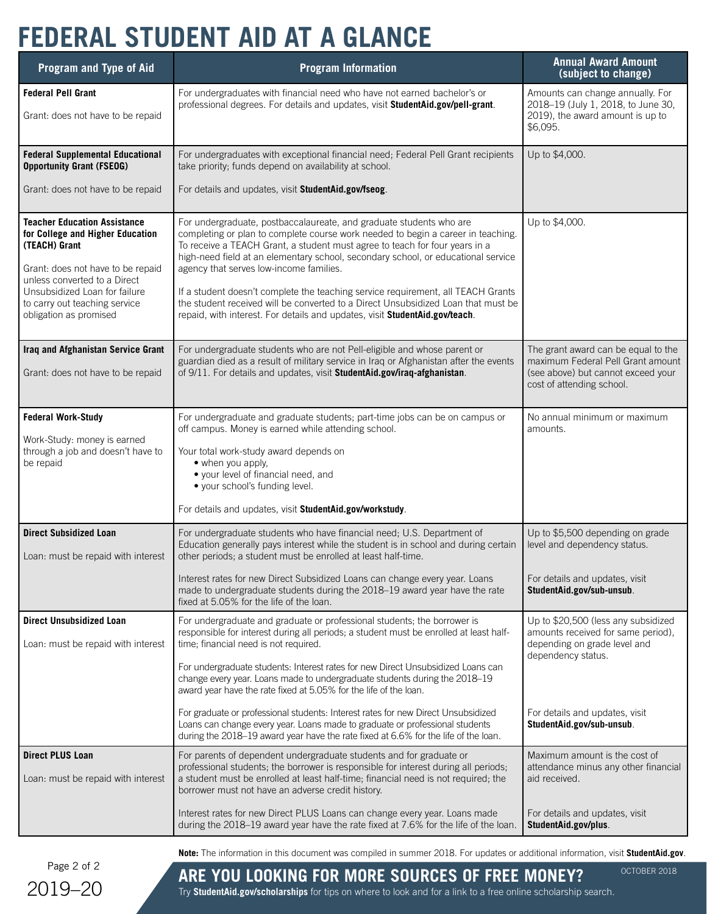# FEDERAL STUDENT AID AT A GLANCE

| Program and Type of Aid | Program Information | Annual Award Amount (subject to change) |
|---|---|---|
| **Federal Pell Grant**<br><br>Grant: does not have to be repaid | For undergraduates with financial need who have not earned bachelor's or professional degrees. For details and updates, visit **StudentAid.gov/pell-grant**. | Amounts can change annually. For 2018–19 (July 1, 2018, to June 30, 2019), the award amount is up to $6,095. |
| **Federal Supplemental Educational Opportunity Grant (FSEOG)**<br><br>Grant: does not have to be repaid | For undergraduates with exceptional financial need; Federal Pell Grant recipients take priority; funds depend on availability at school.<br><br>For details and updates, visit **StudentAid.gov/fseog**. | Up to $4,000. |
| **Teacher Education Assistance for College and Higher Education (TEACH) Grant**<br><br>Grant: does not have to be repaid unless converted to a Direct Unsubsidized Loan for failure to carry out teaching service obligation as promised | For undergraduate, postbaccalaureate, and graduate students who are completing or plan to complete course work needed to begin a career in teaching. To receive a TEACH Grant, a student must agree to teach for four years in a high-need field at an elementary school, secondary school, or educational service agency that serves low-income families.<br><br>If a student doesn't complete the teaching service requirement, all TEACH Grants the student received will be converted to a Direct Unsubsidized Loan that must be repaid, with interest. For details and updates, visit **StudentAid.gov/teach**. | Up to $4,000. |
| **Iraq and Afghanistan Service Grant**<br><br>Grant: does not have to be repaid | For undergraduate students who are not Pell-eligible and whose parent or guardian died as a result of military service in Iraq or Afghanistan after the events of 9/11. For details and updates, visit **StudentAid.gov/iraq-afghanistan**. | The grant award can be equal to the maximum Federal Pell Grant amount (see above) but cannot exceed your cost of attending school. |
| **Federal Work-Study**<br><br>Work-Study: money is earned through a job and doesn't have to be repaid | For undergraduate and graduate students; part-time jobs can be on campus or off campus. Money is earned while attending school.<br><br>Your total work-study award depends on<br>• when you apply,<br>• your level of financial need, and<br>• your school's funding level.<br><br>For details and updates, visit **StudentAid.gov/workstudy**. | No annual minimum or maximum amounts. |
| **Direct Subsidized Loan**<br><br>Loan: must be repaid with interest | For undergraduate students who have financial need; U.S. Department of Education generally pays interest while the student is in school and during certain other periods; a student must be enrolled at least half-time.<br><br>Interest rates for new Direct Subsidized Loans can change every year. Loans made to undergraduate students during the 2018–19 award year have the rate fixed at 5.05% for the life of the loan. | Up to $5,500 depending on grade level and dependency status.<br><br>For details and updates, visit **StudentAid.gov/sub-unsub**. |
| **Direct Unsubsidized Loan**<br><br>Loan: must be repaid with interest | For undergraduate and graduate or professional students; the borrower is responsible for interest during all periods; a student must be enrolled at least half-time; financial need is not required.<br><br>For undergraduate students: Interest rates for new Direct Unsubsidized Loans can change every year. Loans made to undergraduate students during the 2018–19 award year have the rate fixed at 5.05% for the life of the loan.<br><br>For graduate or professional students: Interest rates for new Direct Unsubsidized Loans can change every year. Loans made to graduate or professional students during the 2018–19 award year have the rate fixed at 6.6% for the life of the loan. | Up to $20,500 (less any subsidized amounts received for same period), depending on grade level and dependency status.<br><br>For details and updates, visit **StudentAid.gov/sub-unsub**. |
| **Direct PLUS Loan**<br><br>Loan: must be repaid with interest | For parents of dependent undergraduate students and for graduate or professional students; the borrower is responsible for interest during all periods; a student must be enrolled at least half-time; financial need is not required; the borrower must not have an adverse credit history.<br><br>Interest rates for new Direct PLUS Loans can change every year. Loans made during the 2018–19 award year have the rate fixed at 7.6% for the life of the loan. | Maximum amount is the cost of attendance minus any other financial aid received.<br><br>For details and updates, visit **StudentAid.gov/plus**. |

**Note:** The information in this document was compiled in summer 2018. For updates or additional information, visit **StudentAid.gov**.

2019–20

## ARE YOU LOOKING FOR MORE SOURCES OF FREE MONEY?

Try **StudentAid.gov/scholarships** for tips on where to look and for a link to a free online scholarship search.

OCTOBER 2018